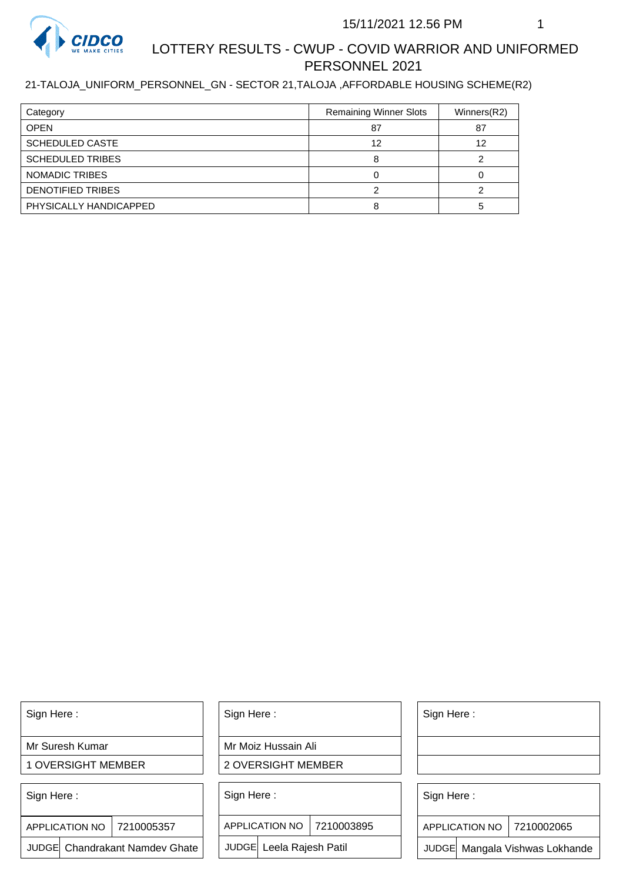15/11/2021 12.56 PM

# LOTTERY RESULTS - CWUP - COVID WARRIOR AND UNIFORMED PERSONNEL 2021

21-TALOJA_UNIFORM_PERSONNEL_GN - SECTOR 21,TALOJA ,AFFORDABLE HOUSING SCHEME(R2)

| Category | Remaining Winner Slots | Winners(R2) |
|---|---|---|
| OPEN | 87 | 87 |
| SCHEDULED CASTE | 12 | 12 |
| SCHEDULED TRIBES | 8 | 2 |
| NOMADIC TRIBES | 0 | 0 |
| DENOTIFIED TRIBES | 2 | 2 |
| PHYSICALLY HANDICAPPED | 8 | 5 |

| Sign Here : |
|---|
| Mr Suresh Kumar |
| 1 OVERSIGHT MEMBER |

| Sign Here : |
|---|
| Mr Moiz Hussain Ali |
| 2 OVERSIGHT MEMBER |

| Sign Here : |
|---|
| |
| |

| Sign Here : | |
|---|---|
| APPLICATION NO | 7210005357 |
| JUDGE | Chandrakant Namdev Ghate |

| Sign Here : | |
|---|---|
| APPLICATION NO | 7210003895 |
| JUDGE | Leela Rajesh Patil |

| Sign Here : | |
|---|---|
| APPLICATION NO | 7210002065 |
| JUDGE | Mangala Vishwas Lokhande |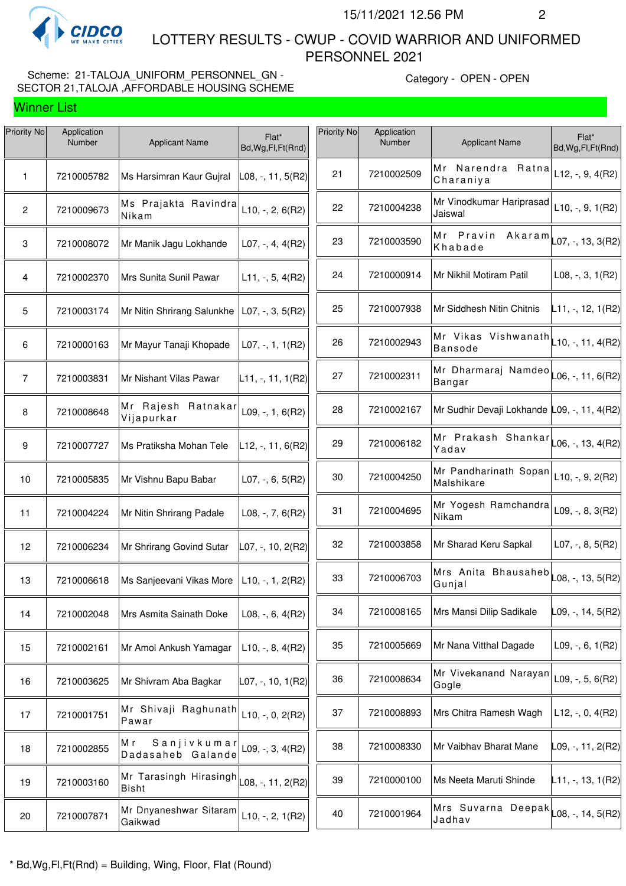LOTTERY RESULTS - CWUP - COVID WARRIOR AND UNIFORMED PERSONNEL 2021

15/11/2021 12.56 PM

Scheme: 21-TALOJA_UNIFORM_PERSONNEL_GN - SECTOR 21,TALOJA ,AFFORDABLE HOUSING SCHEME

Category - OPEN - OPEN

## Winner List

| Priority No | Application Number | Applicant Name | Flat* Bd,Wg,Fl,Ft(Rnd) |
|---|---|---|---|
| 1 | 7210005782 | Ms Harsimran Kaur Gujral | L08, -, 11, 5(R2) |
| 2 | 7210009673 | Ms Prajakta Ravindra Nikam | L10, -, 2, 6(R2) |
| 3 | 7210008072 | Mr Manik Jagu Lokhande | L07, -, 4, 4(R2) |
| 4 | 7210002370 | Mrs Sunita Sunil Pawar | L11, -, 5, 4(R2) |
| 5 | 7210003174 | Mr Nitin Shrirang Salunkhe | L07, -, 3, 5(R2) |
| 6 | 7210000163 | Mr Mayur Tanaji Khopade | L07, -, 1, 1(R2) |
| 7 | 7210003831 | Mr Nishant Vilas Pawar | L11, -, 11, 1(R2) |
| 8 | 7210008648 | Mr Rajesh Ratnakar Vijapurkar | L09, -, 1, 6(R2) |
| 9 | 7210007727 | Ms Pratiksha Mohan Tele | L12, -, 11, 6(R2) |
| 10 | 7210005835 | Mr Vishnu Bapu Babar | L07, -, 6, 5(R2) |
| 11 | 7210004224 | Mr Nitin Shrirang Padale | L08, -, 7, 6(R2) |
| 12 | 7210006234 | Mr Shrirang Govind Sutar | L07, -, 10, 2(R2) |
| 13 | 7210006618 | Ms Sanjeevani Vikas More | L10, -, 1, 2(R2) |
| 14 | 7210002048 | Mrs Asmita Sainath Doke | L08, -, 6, 4(R2) |
| 15 | 7210002161 | Mr Amol Ankush Yamagar | L10, -, 8, 4(R2) |
| 16 | 7210003625 | Mr Shivram Aba Bagkar | L07, -, 10, 1(R2) |
| 17 | 7210001751 | Mr Shivaji Raghunath Pawar | L10, -, 0, 2(R2) |
| 18 | 7210002855 | Mr Sanjivkumar Dadasaheb Galande | L09, -, 3, 4(R2) |
| 19 | 7210003160 | Mr Tarasingh Hirasingh Bisht | L08, -, 11, 2(R2) |
| 20 | 7210007871 | Mr Dnyaneshwar Sitaram Gaikwad | L10, -, 2, 1(R2) |
| 21 | 7210002509 | Mr Narendra Ratna Charaniya | L12, -, 9, 4(R2) |
| 22 | 7210004238 | Mr Vinodkumar Hariprasad Jaiswal | L10, -, 9, 1(R2) |
| 23 | 7210003590 | Mr Pravin Akaram Khabade | L07, -, 13, 3(R2) |
| 24 | 7210000914 | Mr Nikhil Motiram Patil | L08, -, 3, 1(R2) |
| 25 | 7210007938 | Mr Siddhesh Nitin Chitnis | L11, -, 12, 1(R2) |
| 26 | 7210002943 | Mr Vikas Vishwanath Bansode | L10, -, 11, 4(R2) |
| 27 | 7210002311 | Mr Dharmaraj Namdeo Bangar | L06, -, 11, 6(R2) |
| 28 | 7210002167 | Mr Sudhir Devaji Lokhande | L09, -, 11, 4(R2) |
| 29 | 7210006182 | Mr Prakash Shankar Yadav | L06, -, 13, 4(R2) |
| 30 | 7210004250 | Mr Pandharinath Sopan Malshikare | L10, -, 9, 2(R2) |
| 31 | 7210004695 | Mr Yogesh Ramchandra Nikam | L09, -, 8, 3(R2) |
| 32 | 7210003858 | Mr Sharad Keru Sapkal | L07, -, 8, 5(R2) |
| 33 | 7210006703 | Mrs Anita Bhausaheb Gunjal | L08, -, 13, 5(R2) |
| 34 | 7210008165 | Mrs Mansi Dilip Sadikale | L09, -, 14, 5(R2) |
| 35 | 7210005669 | Mr Nana Vitthal Dagade | L09, -, 6, 1(R2) |
| 36 | 7210008634 | Mr Vivekanand Narayan Gogle | L09, -, 5, 6(R2) |
| 37 | 7210008893 | Mrs Chitra Ramesh Wagh | L12, -, 0, 4(R2) |
| 38 | 7210008330 | Mr Vaibhav Bharat Mane | L09, -, 11, 2(R2) |
| 39 | 7210000100 | Ms Neeta Maruti Shinde | L11, -, 13, 1(R2) |
| 40 | 7210001964 | Mrs Suvarna Deepak Jadhav | L08, -, 14, 5(R2) |

* Bd,Wg,Fl,Ft(Rnd) = Building, Wing, Floor, Flat (Round)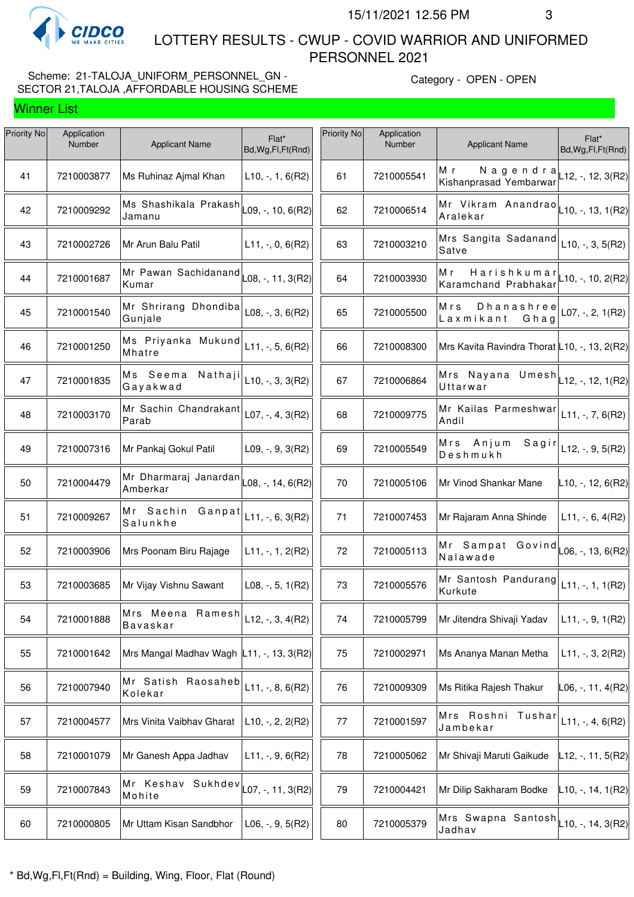# LOTTERY RESULTS - CWUP - COVID WARRIOR AND UNIFORMED PERSONNEL 2021

15/11/2021 12.56 PM

Scheme: 21-TALOJA_UNIFORM_PERSONNEL_GN - SECTOR 21,TALOJA ,AFFORDABLE HOUSING SCHEME

Category - OPEN - OPEN

## Winner List

| Priority No | Application Number | Applicant Name | Flat* Bd,Wg,Fl,Ft(Rnd) |
|---|---|---|---|
| 41 | 7210003877 | Ms Ruhinaz Ajmal Khan | L10, -, 1, 6(R2) |
| 42 | 7210009292 | Ms Shashikala Prakash Jamanu | L09, -, 10, 6(R2) |
| 43 | 7210002726 | Mr Arun Balu Patil | L11, -, 0, 6(R2) |
| 44 | 7210001687 | Mr Pawan Sachidanand Kumar | L08, -, 11, 3(R2) |
| 45 | 7210001540 | Mr Shrirang Dhondiba Gunjale | L08, -, 3, 6(R2) |
| 46 | 7210001250 | Ms Priyanka Mukund Mhatre | L11, -, 5, 6(R2) |
| 47 | 7210001835 | Ms Seema Nathaji Gayakwad | L10, -, 3, 3(R2) |
| 48 | 7210003170 | Mr Sachin Chandrakant Parab | L07, -, 4, 3(R2) |
| 49 | 7210007316 | Mr Pankaj Gokul Patil | L09, -, 9, 3(R2) |
| 50 | 7210004479 | Mr Dharmaraj Janardan Amberkar | L08, -, 14, 6(R2) |
| 51 | 7210009267 | Mr Sachin Ganpat Salunkhe | L11, -, 6, 3(R2) |
| 52 | 7210003906 | Mrs Poonam Biru Rajage | L11, -, 1, 2(R2) |
| 53 | 7210003685 | Mr Vijay Vishnu Sawant | L08, -, 5, 1(R2) |
| 54 | 7210001888 | Mrs Meena Ramesh Bavaskar | L12, -, 3, 4(R2) |
| 55 | 7210001642 | Mrs Mangal Madhav Wagh | L11, -, 13, 3(R2) |
| 56 | 7210007940 | Mr Satish Raosaheb Kolekar | L11, -, 8, 6(R2) |
| 57 | 7210004577 | Mrs Vinita Vaibhav Gharat | L10, -, 2, 2(R2) |
| 58 | 7210001079 | Mr Ganesh Appa Jadhav | L11, -, 9, 6(R2) |
| 59 | 7210007843 | Mr Keshav Sukhdev Mohite | L07, -, 11, 3(R2) |
| 60 | 7210000805 | Mr Uttam Kisan Sandbhor | L06, -, 9, 5(R2) |
| 61 | 7210005541 | Mr Nagendra Kishanprasad Yembarwar | L12, -, 12, 3(R2) |
| 62 | 7210006514 | Mr Vikram Anandrao Aralekar | L10, -, 13, 1(R2) |
| 63 | 7210003210 | Mrs Sangita Sadanand Satve | L10, -, 3, 5(R2) |
| 64 | 7210003930 | Mr Harishkumar Karamchand Prabhakar | L10, -, 10, 2(R2) |
| 65 | 7210005500 | Mrs Dhanashree Laxmikant Ghag | L07, -, 2, 1(R2) |
| 66 | 7210008300 | Mrs Kavita Ravindra Thorat | L10, -, 13, 2(R2) |
| 67 | 7210006864 | Mrs Nayana Umesh Uttarwar | L12, -, 12, 1(R2) |
| 68 | 7210009775 | Mr Kailas Parmeshwar Andil | L11, -, 7, 6(R2) |
| 69 | 7210005549 | Mrs Anjum Sagir Deshmukh | L12, -, 9, 5(R2) |
| 70 | 7210005106 | Mr Vinod Shankar Mane | L10, -, 12, 6(R2) |
| 71 | 7210007453 | Mr Rajaram Anna Shinde | L11, -, 6, 4(R2) |
| 72 | 7210005113 | Mr Sampat Govind Nalawade | L06, -, 13, 6(R2) |
| 73 | 7210005576 | Mr Santosh Pandurang Kurkute | L11, -, 1, 1(R2) |
| 74 | 7210005799 | Mr Jitendra Shivaji Yadav | L11, -, 9, 1(R2) |
| 75 | 7210002971 | Ms Ananya Manan Metha | L11, -, 3, 2(R2) |
| 76 | 7210009309 | Ms Ritika Rajesh Thakur | L06, -, 11, 4(R2) |
| 77 | 7210001597 | Mrs Roshni Tushar Jambekar | L11, -, 4, 6(R2) |
| 78 | 7210005062 | Mr Shivaji Maruti Gaikude | L12, -, 11, 5(R2) |
| 79 | 7210004421 | Mr Dilip Sakharam Bodke | L10, -, 14, 1(R2) |
| 80 | 7210005379 | Mrs Swapna Santosh Jadhav | L10, -, 14, 3(R2) |

\* Bd,Wg,Fl,Ft(Rnd) = Building, Wing, Floor, Flat (Round)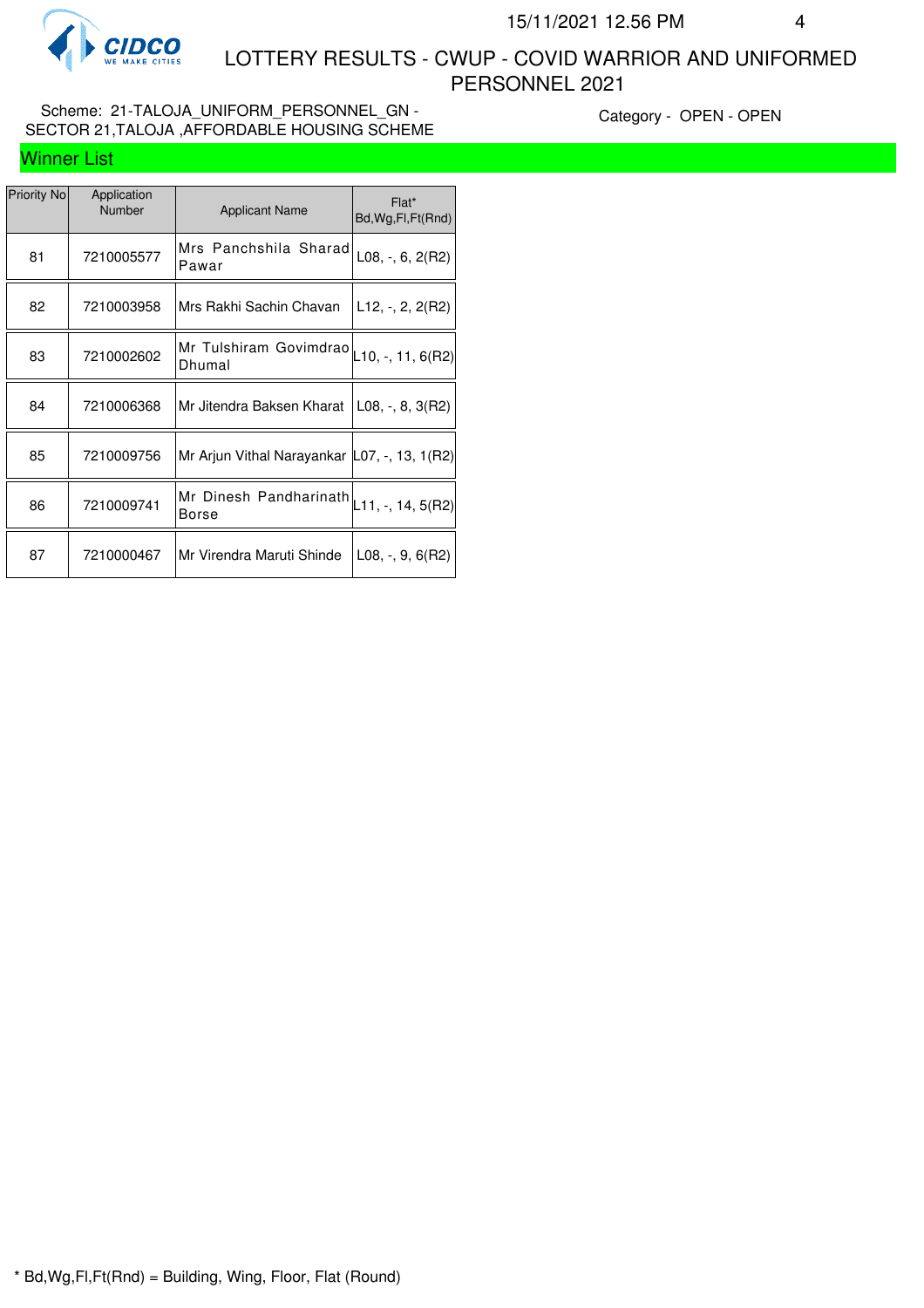# LOTTERY RESULTS - CWUP - COVID WARRIOR AND UNIFORMED PERSONNEL 2021

Scheme: 21-TALOJA_UNIFORM_PERSONNEL_GN - SECTOR 21,TALOJA ,AFFORDABLE HOUSING SCHEME

Category - OPEN - OPEN

## Winner List

| Priority No | Application Number | Applicant Name | Flat* Bd,Wg,Fl,Ft(Rnd) |
|---|---|---|---|
| 81 | 7210005577 | Mrs Panchshila Sharad Pawar | L08, -, 6, 2(R2) |
| 82 | 7210003958 | Mrs Rakhi Sachin Chavan | L12, -, 2, 2(R2) |
| 83 | 7210002602 | Mr Tulshiram Govimdrao Dhumal | L10, -, 11, 6(R2) |
| 84 | 7210006368 | Mr Jitendra Baksen Kharat | L08, -, 8, 3(R2) |
| 85 | 7210009756 | Mr Arjun Vithal Narayankar | L07, -, 13, 1(R2) |
| 86 | 7210009741 | Mr Dinesh Pandharinath Borse | L11, -, 14, 5(R2) |
| 87 | 7210000467 | Mr Virendra Maruti Shinde | L08, -, 9, 6(R2) |

* Bd,Wg,Fl,Ft(Rnd) = Building, Wing, Floor, Flat (Round)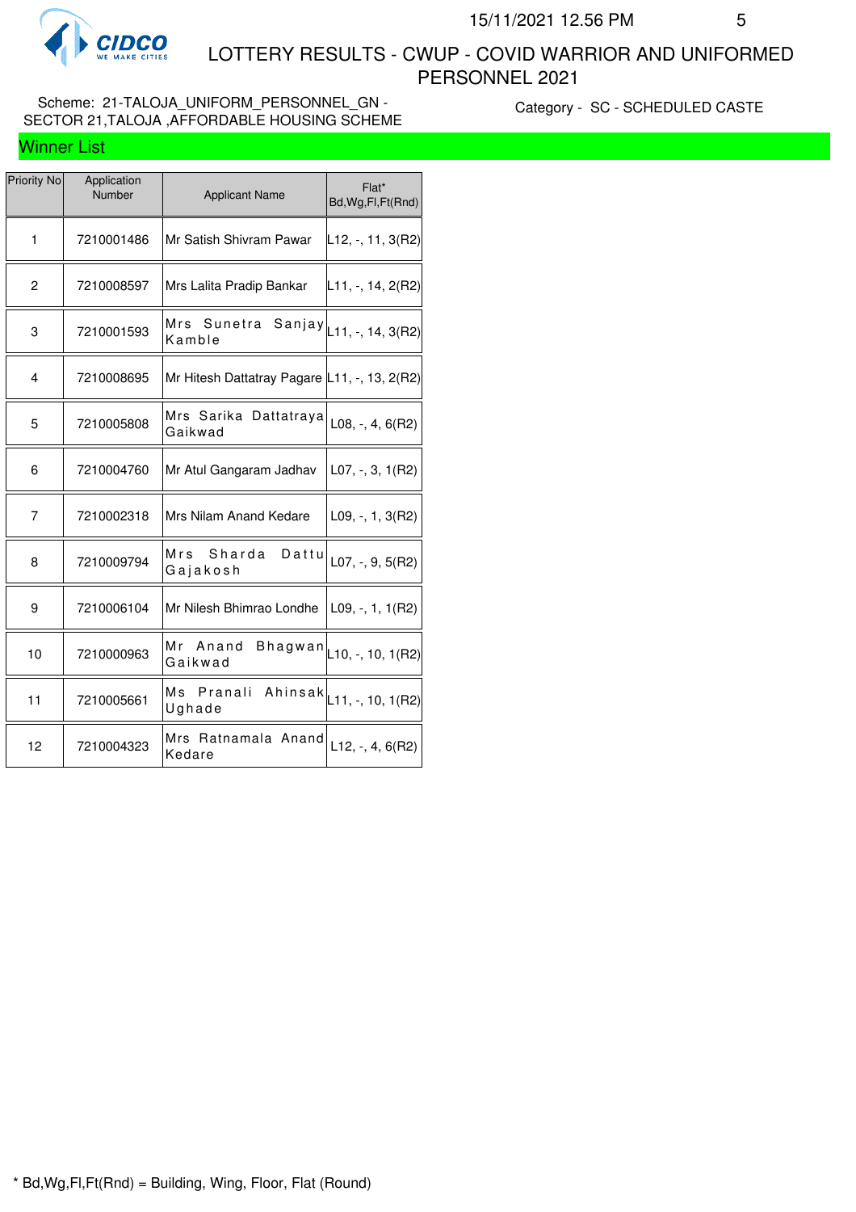LOTTERY RESULTS - CWUP - COVID WARRIOR AND UNIFORMED PERSONNEL 2021

Scheme: 21-TALOJA_UNIFORM_PERSONNEL_GN - SECTOR 21,TALOJA ,AFFORDABLE HOUSING SCHEME

Category - SC - SCHEDULED CASTE

## Winner List

| Priority No | Application Number | Applicant Name | Flat* Bd,Wg,Fl,Ft(Rnd) |
|---|---|---|---|
| 1 | 7210001486 | Mr Satish Shivram Pawar | L12, -, 11, 3(R2) |
| 2 | 7210008597 | Mrs Lalita Pradip Bankar | L11, -, 14, 2(R2) |
| 3 | 7210001593 | Mrs Sunetra Sanjay Kamble | L11, -, 14, 3(R2) |
| 4 | 7210008695 | Mr Hitesh Dattatray Pagare | L11, -, 13, 2(R2) |
| 5 | 7210005808 | Mrs Sarika Dattatraya Gaikwad | L08, -, 4, 6(R2) |
| 6 | 7210004760 | Mr Atul Gangaram Jadhav | L07, -, 3, 1(R2) |
| 7 | 7210002318 | Mrs Nilam Anand Kedare | L09, -, 1, 3(R2) |
| 8 | 7210009794 | Mrs Sharda Dattu Gajakosh | L07, -, 9, 5(R2) |
| 9 | 7210006104 | Mr Nilesh Bhimrao Londhe | L09, -, 1, 1(R2) |
| 10 | 7210000963 | Mr Anand Bhagwan Gaikwad | L10, -, 10, 1(R2) |
| 11 | 7210005661 | Ms Pranali Ahinsak Ughade | L11, -, 10, 1(R2) |
| 12 | 7210004323 | Mrs Ratnamala Anand Kedare | L12, -, 4, 6(R2) |

* Bd,Wg,Fl,Ft(Rnd) = Building, Wing, Floor, Flat (Round)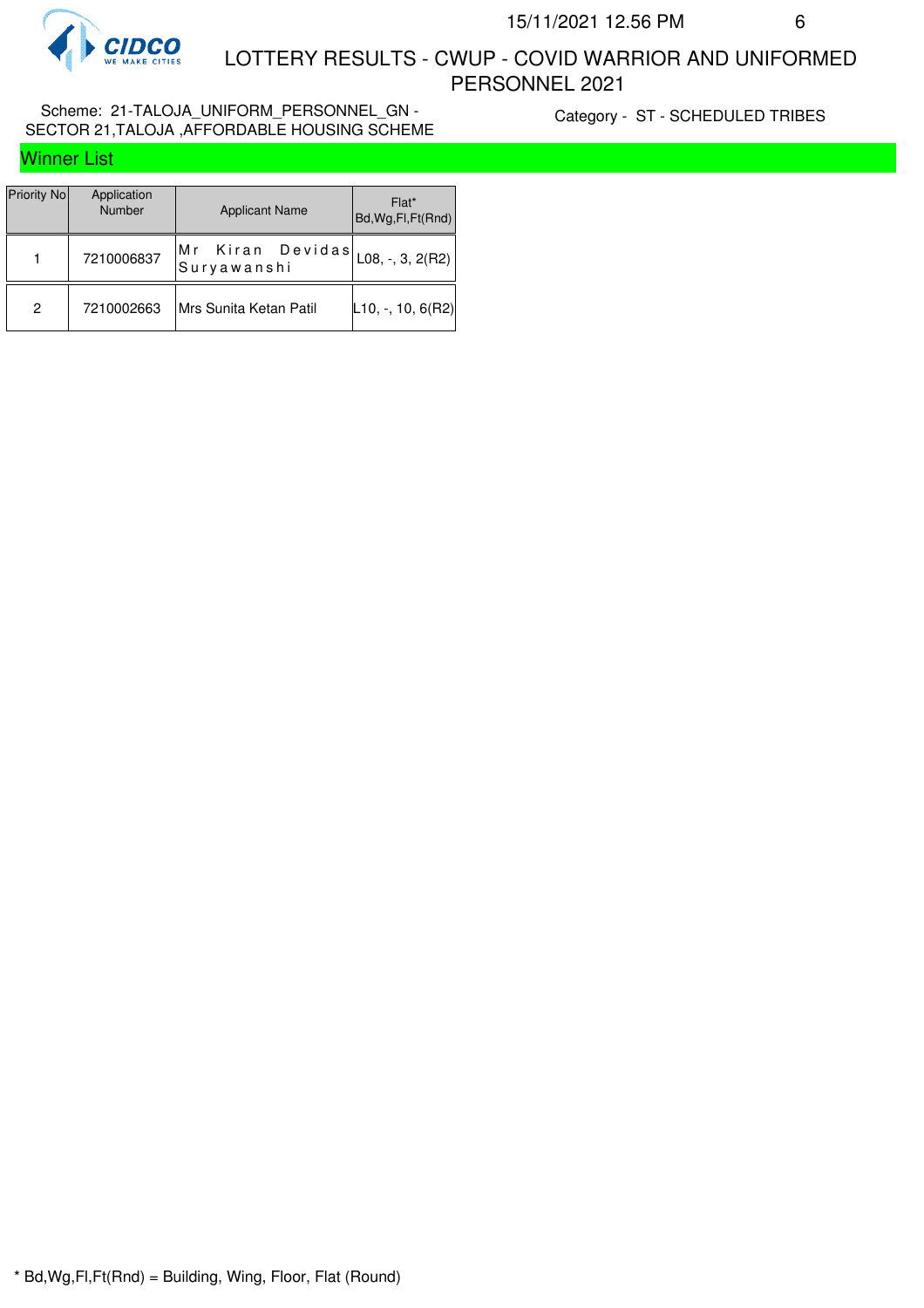# LOTTERY RESULTS - CWUP - COVID WARRIOR AND UNIFORMED PERSONNEL 2021

Scheme: 21-TALOJA_UNIFORM_PERSONNEL_GN - SECTOR 21,TALOJA ,AFFORDABLE HOUSING SCHEME

Category - ST - SCHEDULED TRIBES

## Winner List

| Priority No | Application Number | Applicant Name | Flat* Bd,Wg,Fl,Ft(Rnd) |
|---|---|---|---|
| 1 | 7210006837 | Mr Kiran Devidas Suryawanshi | L08, -, 3, 2(R2) |
| 2 | 7210002663 | Mrs Sunita Ketan Patil | L10, -, 10, 6(R2) |

* Bd,Wg,Fl,Ft(Rnd) = Building, Wing, Floor, Flat (Round)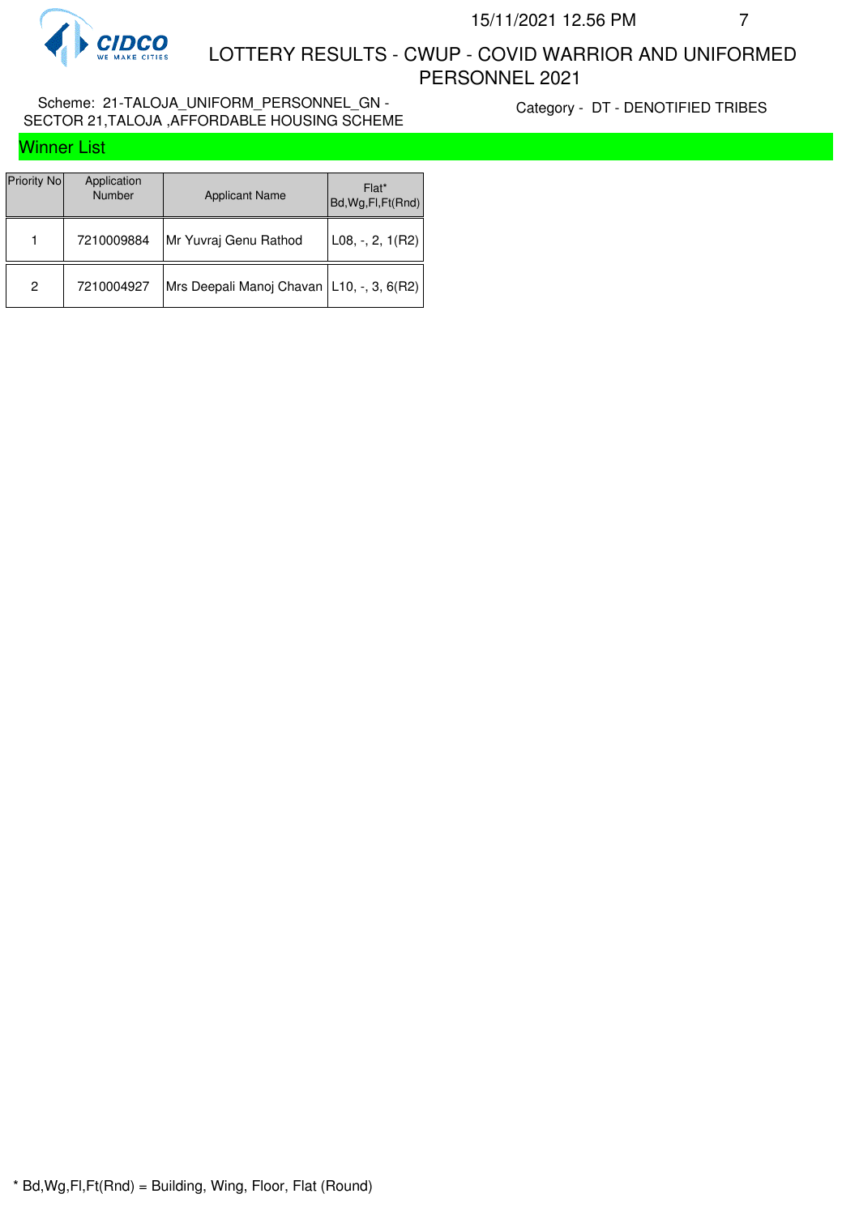# LOTTERY RESULTS - CWUP - COVID WARRIOR AND UNIFORMED PERSONNEL 2021

Scheme: 21-TALOJA_UNIFORM_PERSONNEL_GN - SECTOR 21,TALOJA ,AFFORDABLE HOUSING SCHEME

Category - DT - DENOTIFIED TRIBES

## Winner List

| Priority No | Application Number | Applicant Name | Flat* Bd,Wg,Fl,Ft(Rnd) |
|---|---|---|---|
| 1 | 7210009884 | Mr Yuvraj Genu Rathod | L08, -, 2, 1(R2) |
| 2 | 7210004927 | Mrs Deepali Manoj Chavan | L10, -, 3, 6(R2) |

* Bd,Wg,Fl,Ft(Rnd) = Building, Wing, Floor, Flat (Round)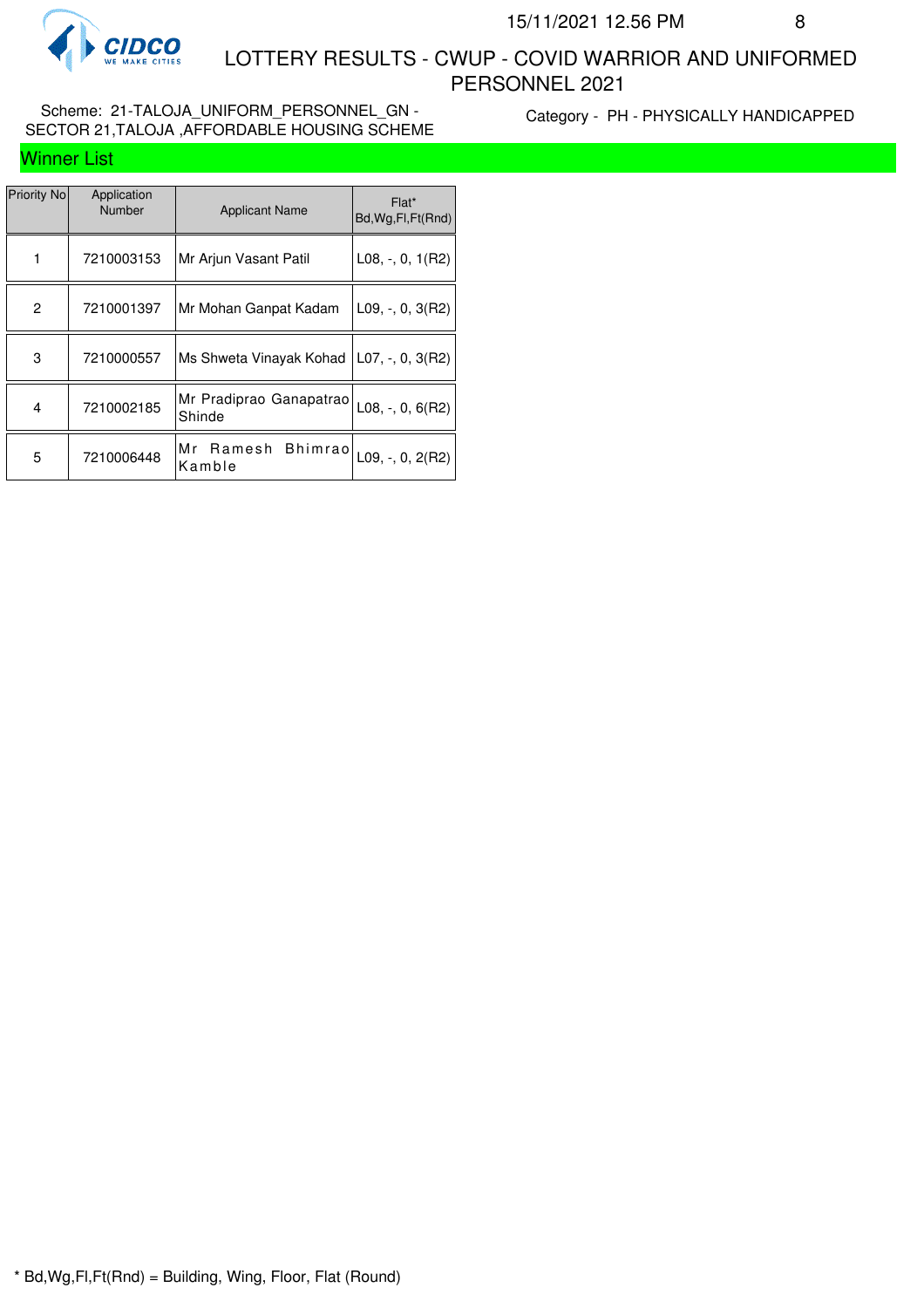# LOTTERY RESULTS - CWUP - COVID WARRIOR AND UNIFORMED PERSONNEL 2021

15/11/2021 12.56 PM

Scheme: 21-TALOJA_UNIFORM_PERSONNEL_GN - SECTOR 21,TALOJA ,AFFORDABLE HOUSING SCHEME

Category - PH - PHYSICALLY HANDICAPPED

## Winner List

| Priority No | Application Number | Applicant Name | Flat* Bd,Wg,Fl,Ft(Rnd) |
|---|---|---|---|
| 1 | 7210003153 | Mr Arjun Vasant Patil | L08, -, 0, 1(R2) |
| 2 | 7210001397 | Mr Mohan Ganpat Kadam | L09, -, 0, 3(R2) |
| 3 | 7210000557 | Ms Shweta Vinayak Kohad | L07, -, 0, 3(R2) |
| 4 | 7210002185 | Mr Pradiprao Ganapatrao Shinde | L08, -, 0, 6(R2) |
| 5 | 7210006448 | Mr Ramesh Bhimrao Kamble | L09, -, 0, 2(R2) |

* Bd,Wg,Fl,Ft(Rnd) = Building, Wing, Floor, Flat (Round)